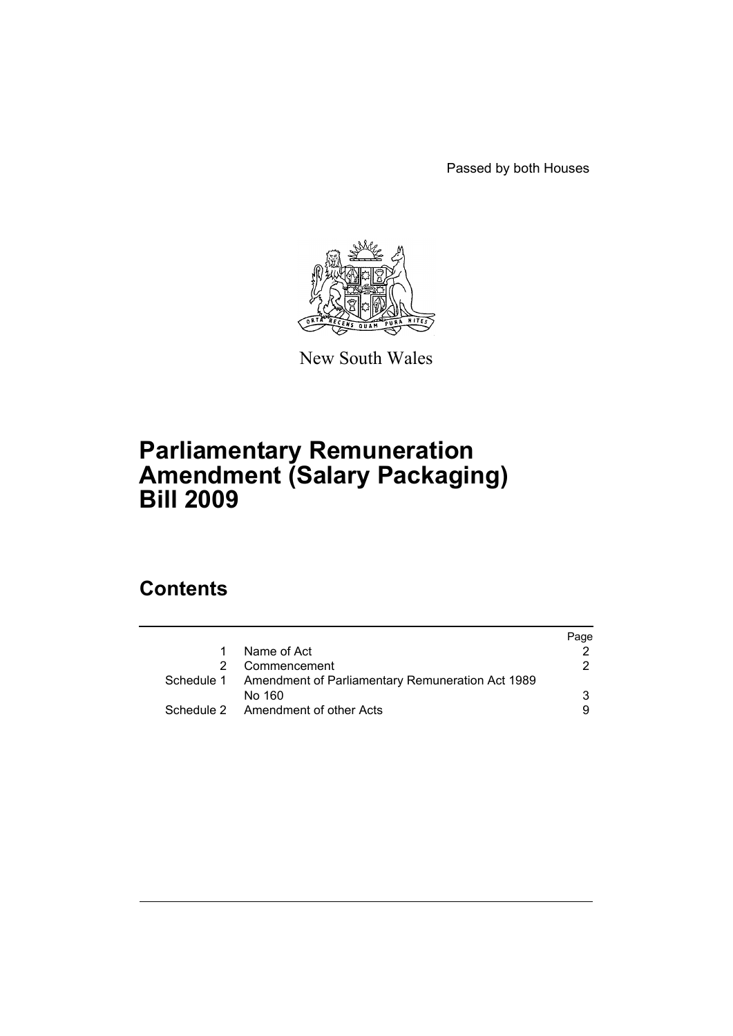Passed by both Houses

New South Wales

# Parliamentary Remuneration Amendment (Salary Packaging) Bill 2009

## Contents

| | | Page |
|---|---|---|
| 1 | Name of Act | 2 |
| 2 | Commencement | 2 |
| Schedule 1 | Amendment of Parliamentary Remuneration Act 1989 No 160 | 3 |
| Schedule 2 | Amendment of other Acts | 9 |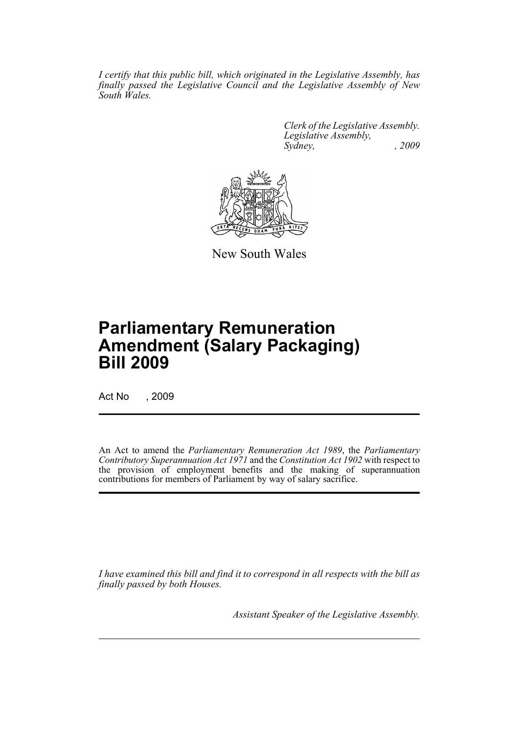*I certify that this public bill, which originated in the Legislative Assembly, has finally passed the Legislative Council and the Legislative Assembly of New South Wales.*

*Clerk of the Legislative Assembly.*
*Legislative Assembly,*
*Sydney, , 2009*

New South Wales

# Parliamentary Remuneration Amendment (Salary Packaging) Bill 2009

Act No , 2009

An Act to amend the *Parliamentary Remuneration Act 1989*, the *Parliamentary Contributory Superannuation Act 1971* and the *Constitution Act 1902* with respect to the provision of employment benefits and the making of superannuation contributions for members of Parliament by way of salary sacrifice.

*I have examined this bill and find it to correspond in all respects with the bill as finally passed by both Houses.*

*Assistant Speaker of the Legislative Assembly.*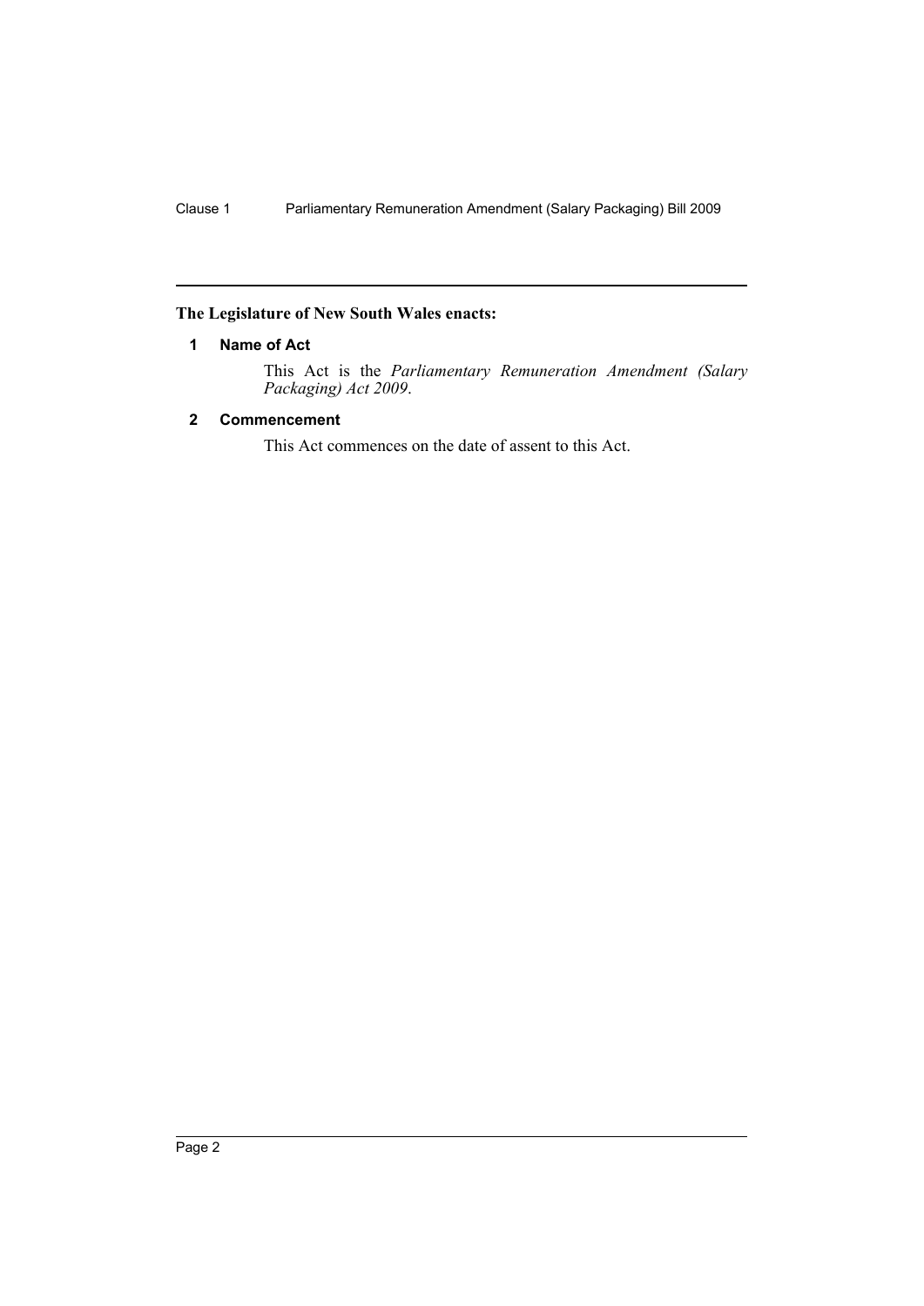**The Legislature of New South Wales enacts:**

## 1 Name of Act

This Act is the *Parliamentary Remuneration Amendment (Salary Packaging) Act 2009*.

## 2 Commencement

This Act commences on the date of assent to this Act.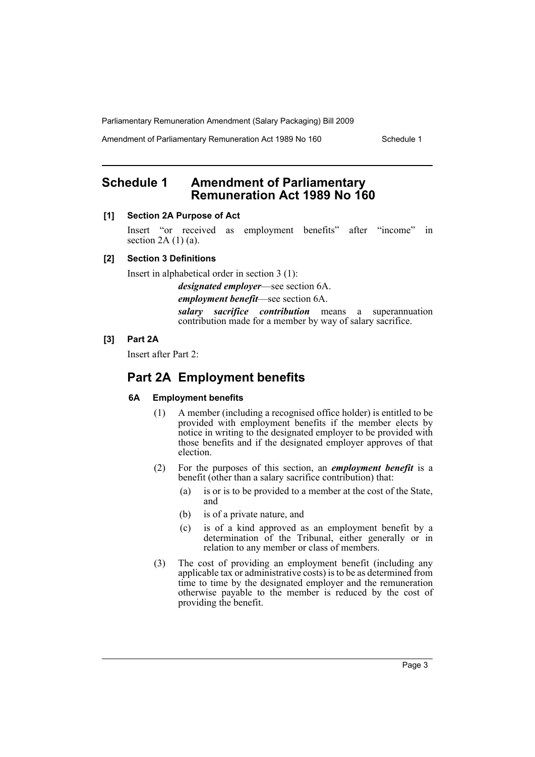# Schedule 1 Amendment of Parliamentary Remuneration Act 1989 No 160

**[1] Section 2A Purpose of Act**

Insert "or received as employment benefits" after "income" in section 2A (1) (a).

**[2] Section 3 Definitions**

Insert in alphabetical order in section 3 (1):

***designated employer***—see section 6A.

***employment benefit***—see section 6A.

***salary sacrifice contribution*** means a superannuation contribution made for a member by way of salary sacrifice.

**[3] Part 2A**

Insert after Part 2:

## Part 2A Employment benefits

### 6A Employment benefits

(1) A member (including a recognised office holder) is entitled to be provided with employment benefits if the member elects by notice in writing to the designated employer to be provided with those benefits and if the designated employer approves of that election.

(2) For the purposes of this section, an ***employment benefit*** is a benefit (other than a salary sacrifice contribution) that:

- (a) is or is to be provided to a member at the cost of the State, and
- (b) is of a private nature, and
- (c) is of a kind approved as an employment benefit by a determination of the Tribunal, either generally or in relation to any member or class of members.

(3) The cost of providing an employment benefit (including any applicable tax or administrative costs) is to be as determined from time to time by the designated employer and the remuneration otherwise payable to the member is reduced by the cost of providing the benefit.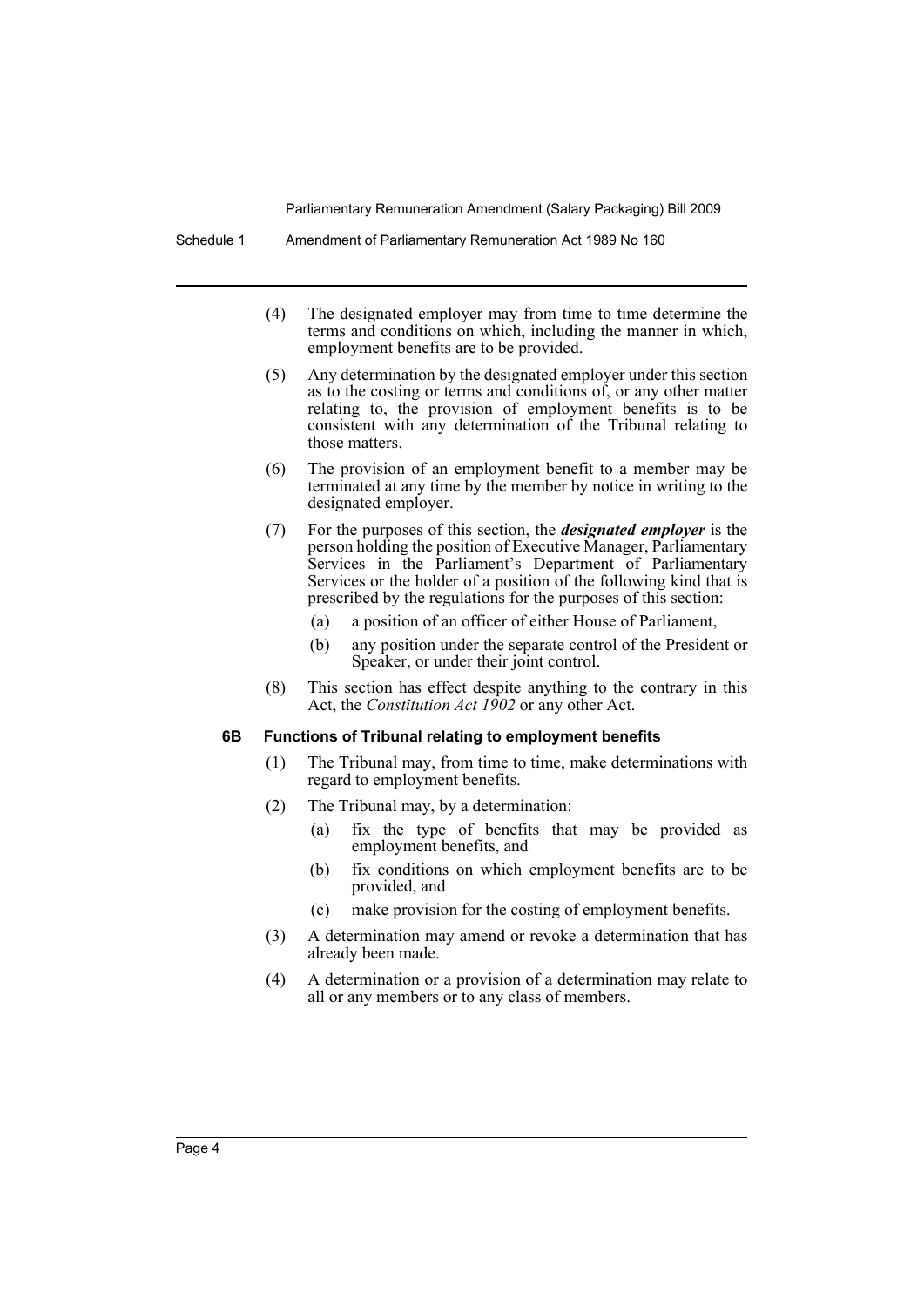(4) The designated employer may from time to time determine the terms and conditions on which, including the manner in which, employment benefits are to be provided.

(5) Any determination by the designated employer under this section as to the costing or terms and conditions of, or any other matter relating to, the provision of employment benefits is to be consistent with any determination of the Tribunal relating to those matters.

(6) The provision of an employment benefit to a member may be terminated at any time by the member by notice in writing to the designated employer.

(7) For the purposes of this section, the ***designated employer*** is the person holding the position of Executive Manager, Parliamentary Services in the Parliament's Department of Parliamentary Services or the holder of a position of the following kind that is prescribed by the regulations for the purposes of this section:

- (a) a position of an officer of either House of Parliament,
- (b) any position under the separate control of the President or Speaker, or under their joint control.

(8) This section has effect despite anything to the contrary in this Act, the *Constitution Act 1902* or any other Act.

**6B Functions of Tribunal relating to employment benefits**

(1) The Tribunal may, from time to time, make determinations with regard to employment benefits.

(2) The Tribunal may, by a determination:

- (a) fix the type of benefits that may be provided as employment benefits, and
- (b) fix conditions on which employment benefits are to be provided, and
- (c) make provision for the costing of employment benefits.

(3) A determination may amend or revoke a determination that has already been made.

(4) A determination or a provision of a determination may relate to all or any members or to any class of members.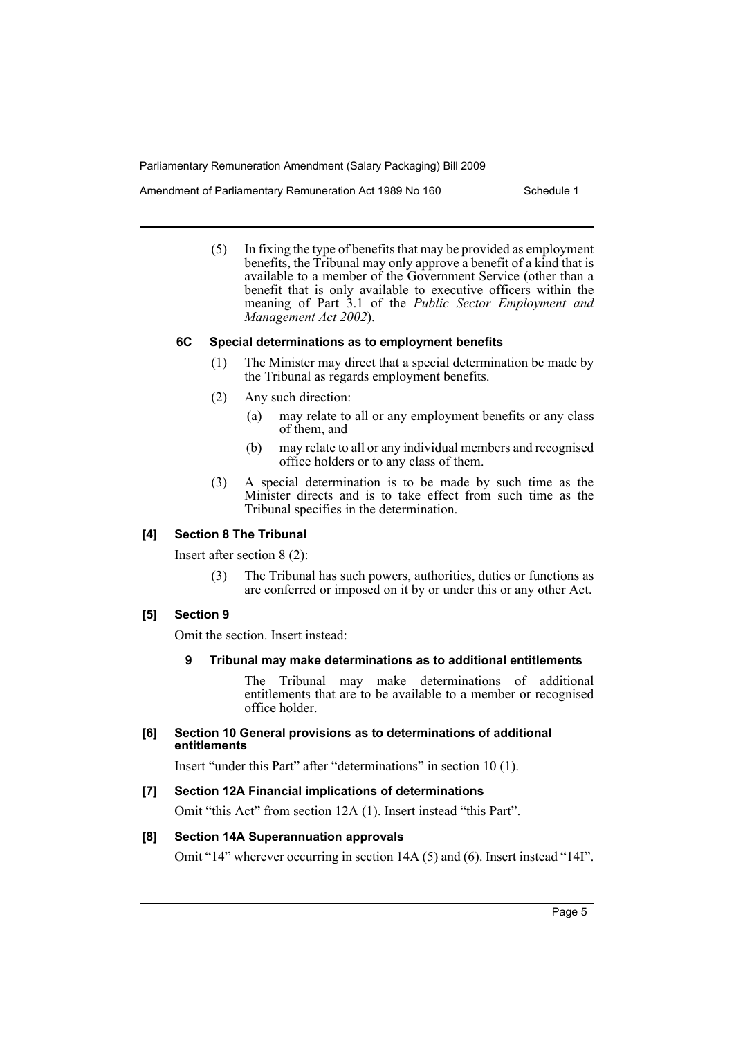(5) In fixing the type of benefits that may be provided as employment benefits, the Tribunal may only approve a benefit of a kind that is available to a member of the Government Service (other than a benefit that is only available to executive officers within the meaning of Part 3.1 of the *Public Sector Employment and Management Act 2002*).

#### 6C Special determinations as to employment benefits

(1) The Minister may direct that a special determination be made by the Tribunal as regards employment benefits.

(2) Any such direction:

(a) may relate to all or any employment benefits or any class of them, and

(b) may relate to all or any individual members and recognised office holders or to any class of them.

(3) A special determination is to be made by such time as the Minister directs and is to take effect from such time as the Tribunal specifies in the determination.

### [4] Section 8 The Tribunal

Insert after section 8 (2):

(3) The Tribunal has such powers, authorities, duties or functions as are conferred or imposed on it by or under this or any other Act.

### [5] Section 9

Omit the section. Insert instead:

#### 9 Tribunal may make determinations as to additional entitlements

The Tribunal may make determinations of additional entitlements that are to be available to a member or recognised office holder.

### [6] Section 10 General provisions as to determinations of additional entitlements

Insert "under this Part" after "determinations" in section 10 (1).

### [7] Section 12A Financial implications of determinations

Omit "this Act" from section 12A (1). Insert instead "this Part".

### [8] Section 14A Superannuation approvals

Omit "14" wherever occurring in section 14A (5) and (6). Insert instead "14I".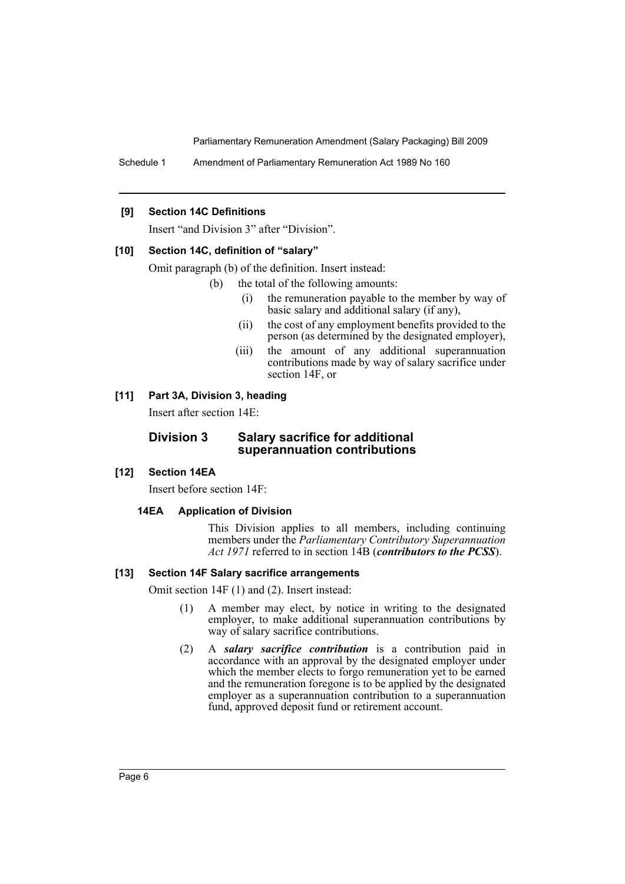**[9] Section 14C Definitions**

Insert "and Division 3" after "Division".

**[10] Section 14C, definition of "salary"**

Omit paragraph (b) of the definition. Insert instead:

- (b) the total of the following amounts:
  - (i) the remuneration payable to the member by way of basic salary and additional salary (if any),
  - (ii) the cost of any employment benefits provided to the person (as determined by the designated employer),
  - (iii) the amount of any additional superannuation contributions made by way of salary sacrifice under section 14F, or

**[11] Part 3A, Division 3, heading**

Insert after section 14E:

## Division 3 Salary sacrifice for additional superannuation contributions

**[12] Section 14EA**

Insert before section 14F:

**14EA Application of Division**

This Division applies to all members, including continuing members under the *Parliamentary Contributory Superannuation Act 1971* referred to in section 14B (***contributors to the PCSS***).

**[13] Section 14F Salary sacrifice arrangements**

Omit section 14F (1) and (2). Insert instead:

(1) A member may elect, by notice in writing to the designated employer, to make additional superannuation contributions by way of salary sacrifice contributions.

(2) A ***salary sacrifice contribution*** is a contribution paid in accordance with an approval by the designated employer under which the member elects to forgo remuneration yet to be earned and the remuneration foregone is to be applied by the designated employer as a superannuation contribution to a superannuation fund, approved deposit fund or retirement account.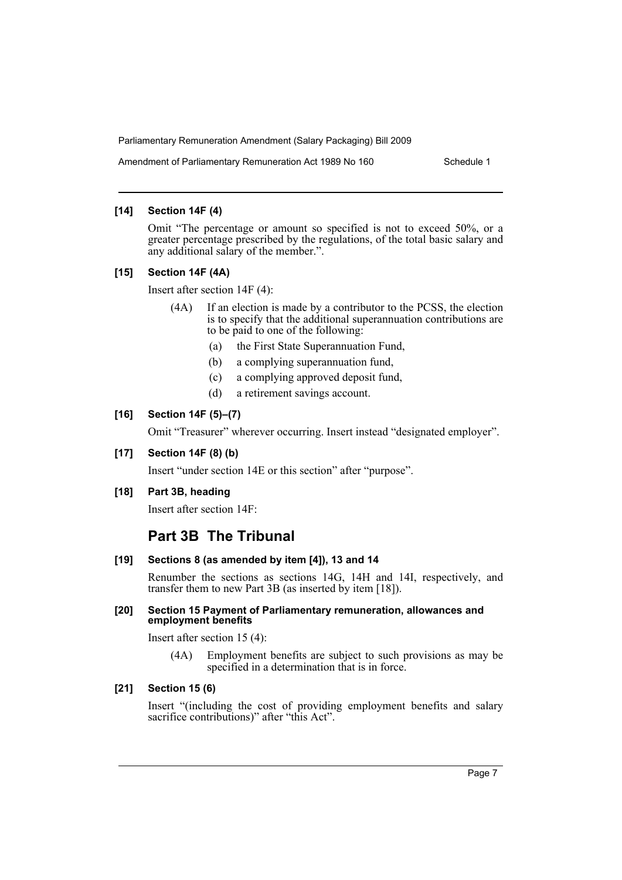**[14] Section 14F (4)**

Omit "The percentage or amount so specified is not to exceed 50%, or a greater percentage prescribed by the regulations, of the total basic salary and any additional salary of the member.".

**[15] Section 14F (4A)**

Insert after section 14F (4):

(4A) If an election is made by a contributor to the PCSS, the election is to specify that the additional superannuation contributions are to be paid to one of the following:

(a) the First State Superannuation Fund,

(b) a complying superannuation fund,

(c) a complying approved deposit fund,

(d) a retirement savings account.

**[16] Section 14F (5)–(7)**

Omit "Treasurer" wherever occurring. Insert instead "designated employer".

**[17] Section 14F (8) (b)**

Insert "under section 14E or this section" after "purpose".

**[18] Part 3B, heading**

Insert after section 14F:

## Part 3B The Tribunal

**[19] Sections 8 (as amended by item [4]), 13 and 14**

Renumber the sections as sections 14G, 14H and 14I, respectively, and transfer them to new Part 3B (as inserted by item [18]).

**[20] Section 15 Payment of Parliamentary remuneration, allowances and employment benefits**

Insert after section 15 (4):

(4A) Employment benefits are subject to such provisions as may be specified in a determination that is in force.

**[21] Section 15 (6)**

Insert "(including the cost of providing employment benefits and salary sacrifice contributions)" after "this Act".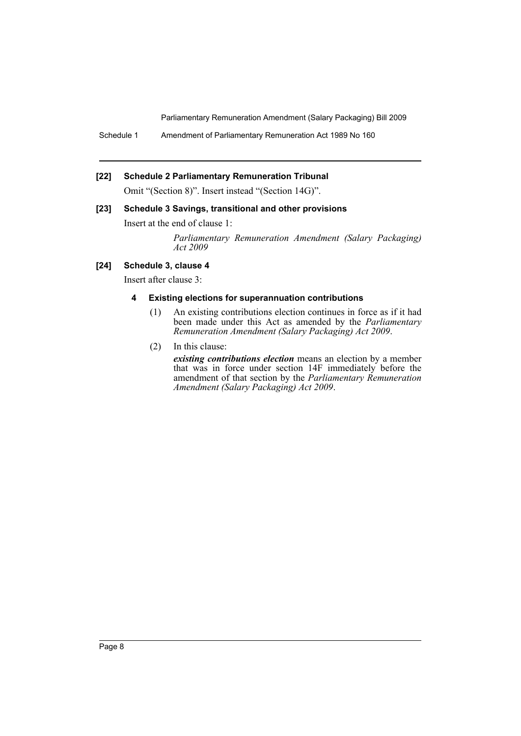### [22] Schedule 2 Parliamentary Remuneration Tribunal

Omit "(Section 8)". Insert instead "(Section 14G)".

### [23] Schedule 3 Savings, transitional and other provisions

Insert at the end of clause 1:

> *Parliamentary Remuneration Amendment (Salary Packaging) Act 2009*

### [24] Schedule 3, clause 4

Insert after clause 3:

#### 4 Existing elections for superannuation contributions

(1) An existing contributions election continues in force as if it had been made under this Act as amended by the *Parliamentary Remuneration Amendment (Salary Packaging) Act 2009*.

(2) In this clause:

***existing contributions election*** means an election by a member that was in force under section 14F immediately before the amendment of that section by the *Parliamentary Remuneration Amendment (Salary Packaging) Act 2009*.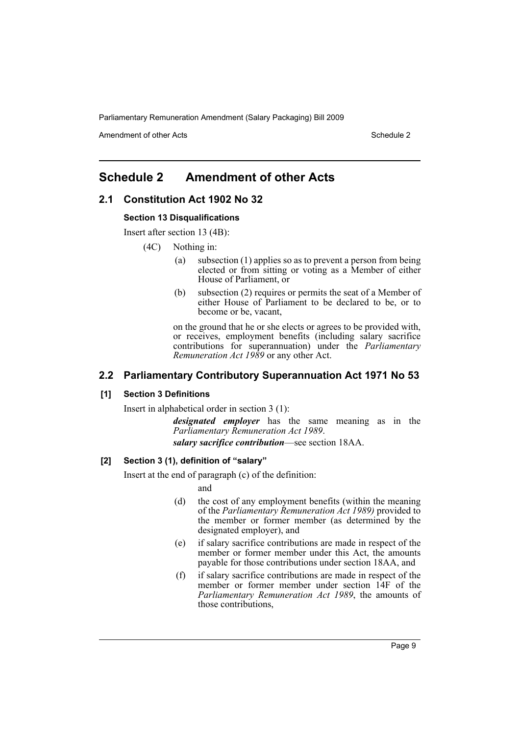## Schedule 2 Amendment of other Acts

### 2.1 Constitution Act 1902 No 32

#### Section 13 Disqualifications

Insert after section 13 (4B):

(4C) Nothing in:

(a) subsection (1) applies so as to prevent a person from being elected or from sitting or voting as a Member of either House of Parliament, or

(b) subsection (2) requires or permits the seat of a Member of either House of Parliament to be declared to be, or to become or be, vacant,

on the ground that he or she elects or agrees to be provided with, or receives, employment benefits (including salary sacrifice contributions for superannuation) under the *Parliamentary Remuneration Act 1989* or any other Act.

### 2.2 Parliamentary Contributory Superannuation Act 1971 No 53

#### [1] Section 3 Definitions

Insert in alphabetical order in section 3 (1):

***designated employer*** has the same meaning as in the *Parliamentary Remuneration Act 1989*.

***salary sacrifice contribution***—see section 18AA.

#### [2] Section 3 (1), definition of "salary"

Insert at the end of paragraph (c) of the definition:

and

(d) the cost of any employment benefits (within the meaning of the *Parliamentary Remuneration Act 1989)* provided to the member or former member (as determined by the designated employer), and

(e) if salary sacrifice contributions are made in respect of the member or former member under this Act, the amounts payable for those contributions under section 18AA, and

(f) if salary sacrifice contributions are made in respect of the member or former member under section 14F of the *Parliamentary Remuneration Act 1989*, the amounts of those contributions,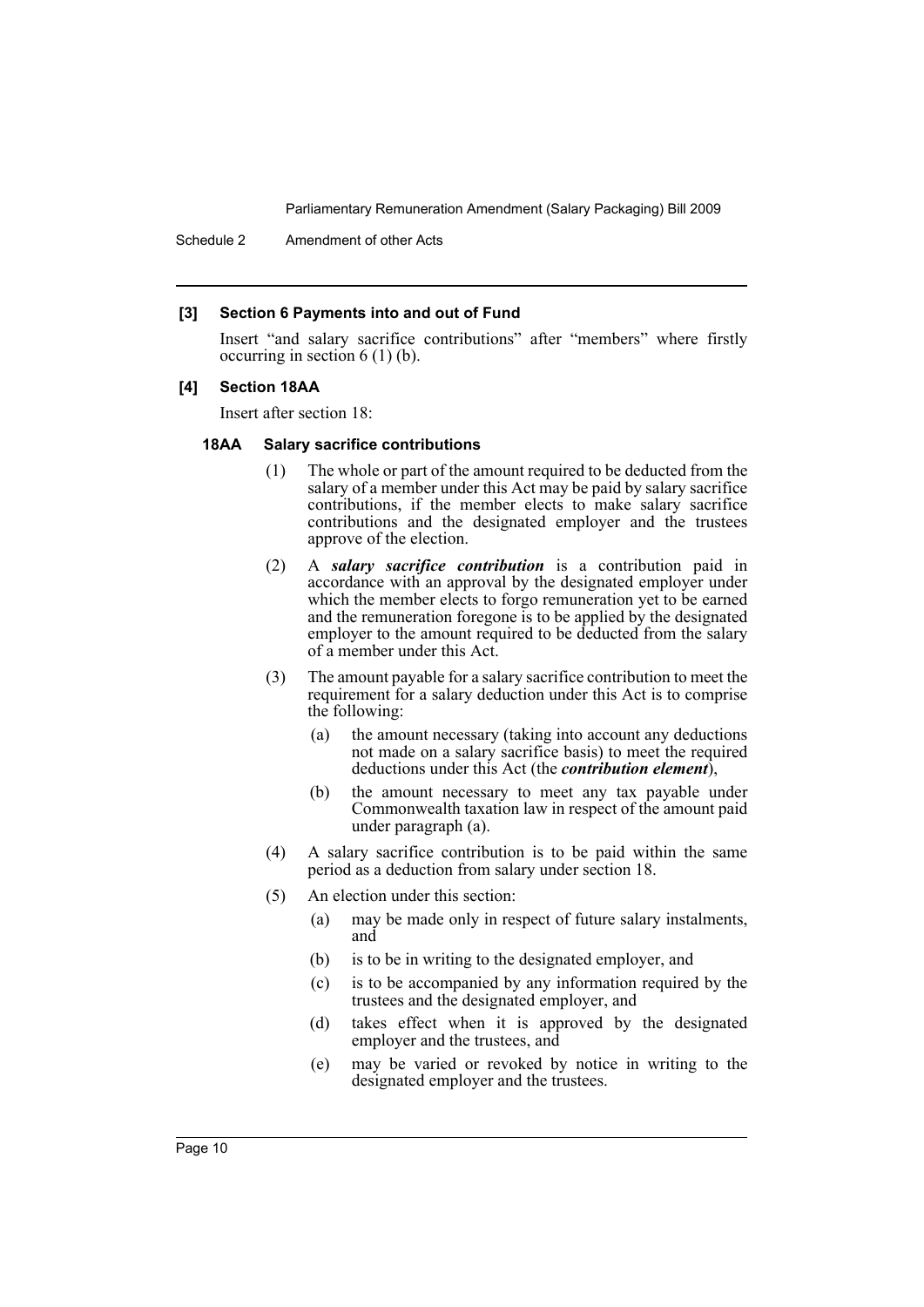**[3] Section 6 Payments into and out of Fund**

Insert "and salary sacrifice contributions" after "members" where firstly occurring in section 6 (1) (b).

**[4] Section 18AA**

Insert after section 18:

**18AA Salary sacrifice contributions**

(1) The whole or part of the amount required to be deducted from the salary of a member under this Act may be paid by salary sacrifice contributions, if the member elects to make salary sacrifice contributions and the designated employer and the trustees approve of the election.

(2) A ***salary sacrifice contribution*** is a contribution paid in accordance with an approval by the designated employer under which the member elects to forgo remuneration yet to be earned and the remuneration foregone is to be applied by the designated employer to the amount required to be deducted from the salary of a member under this Act.

(3) The amount payable for a salary sacrifice contribution to meet the requirement for a salary deduction under this Act is to comprise the following:

(a) the amount necessary (taking into account any deductions not made on a salary sacrifice basis) to meet the required deductions under this Act (the ***contribution element***),

(b) the amount necessary to meet any tax payable under Commonwealth taxation law in respect of the amount paid under paragraph (a).

(4) A salary sacrifice contribution is to be paid within the same period as a deduction from salary under section 18.

(5) An election under this section:

(a) may be made only in respect of future salary instalments, and

(b) is to be in writing to the designated employer, and

(c) is to be accompanied by any information required by the trustees and the designated employer, and

(d) takes effect when it is approved by the designated employer and the trustees, and

(e) may be varied or revoked by notice in writing to the designated employer and the trustees.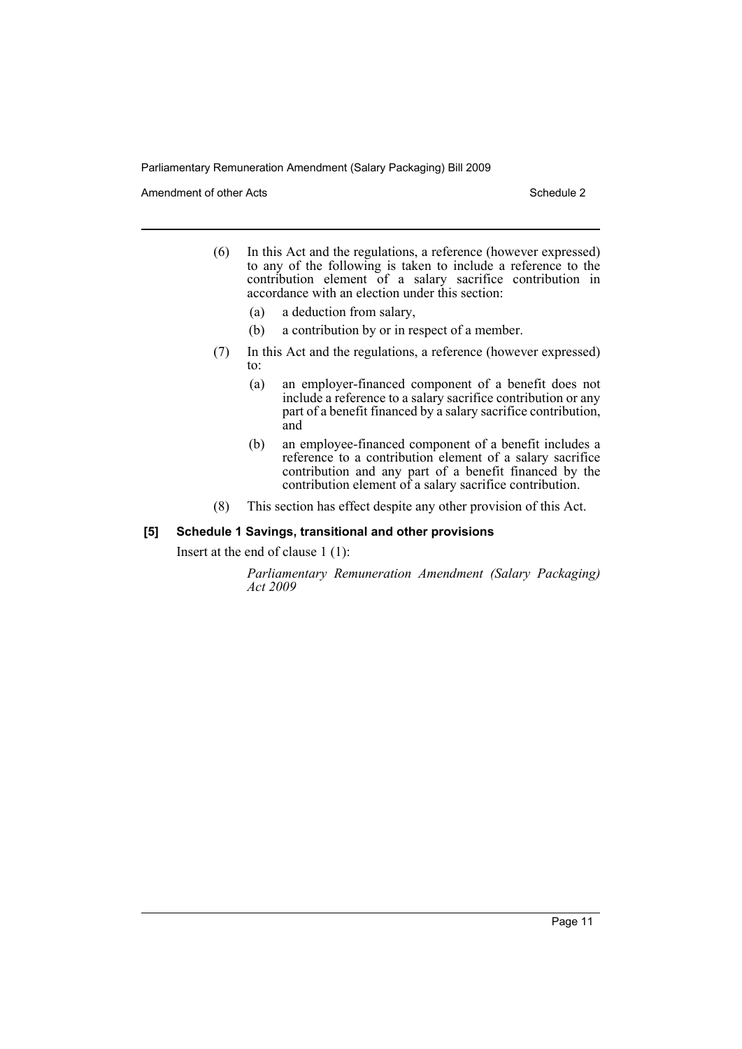(6) In this Act and the regulations, a reference (however expressed) to any of the following is taken to include a reference to the contribution element of a salary sacrifice contribution in accordance with an election under this section:

   (a) a deduction from salary,

   (b) a contribution by or in respect of a member.

(7) In this Act and the regulations, a reference (however expressed) to:

   (a) an employer-financed component of a benefit does not include a reference to a salary sacrifice contribution or any part of a benefit financed by a salary sacrifice contribution, and

   (b) an employee-financed component of a benefit includes a reference to a contribution element of a salary sacrifice contribution and any part of a benefit financed by the contribution element of a salary sacrifice contribution.

(8) This section has effect despite any other provision of this Act.

**[5] Schedule 1 Savings, transitional and other provisions**

Insert at the end of clause 1 (1):

*Parliamentary Remuneration Amendment (Salary Packaging) Act 2009*